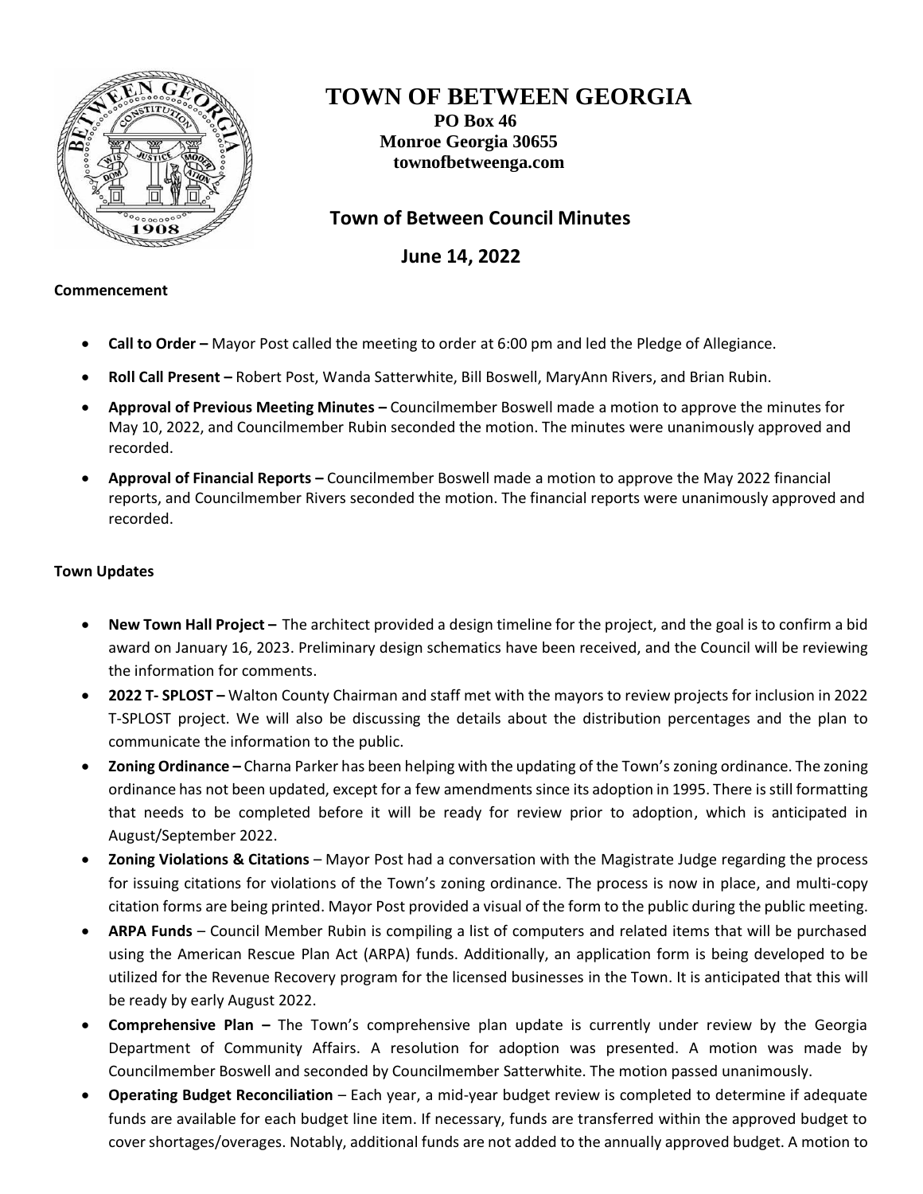# TOWN OF BETWEEN GEORGIA

**PO Box 46**
**Monroe Georgia 30655**
**townofbetweenga.com**

## Town of Between Council Minutes

## June 14, 2022

**Commencement**

- **Call to Order –** Mayor Post called the meeting to order at 6:00 pm and led the Pledge of Allegiance.
- **Roll Call Present –** Robert Post, Wanda Satterwhite, Bill Boswell, MaryAnn Rivers, and Brian Rubin.
- **Approval of Previous Meeting Minutes –** Councilmember Boswell made a motion to approve the minutes for May 10, 2022, and Councilmember Rubin seconded the motion. The minutes were unanimously approved and recorded.
- **Approval of Financial Reports –** Councilmember Boswell made a motion to approve the May 2022 financial reports, and Councilmember Rivers seconded the motion. The financial reports were unanimously approved and recorded.

**Town Updates**

- **New Town Hall Project –** The architect provided a design timeline for the project, and the goal is to confirm a bid award on January 16, 2023. Preliminary design schematics have been received, and the Council will be reviewing the information for comments.
- **2022 T- SPLOST –** Walton County Chairman and staff met with the mayors to review projects for inclusion in 2022 T-SPLOST project. We will also be discussing the details about the distribution percentages and the plan to communicate the information to the public.
- **Zoning Ordinance –** Charna Parker has been helping with the updating of the Town's zoning ordinance. The zoning ordinance has not been updated, except for a few amendments since its adoption in 1995. There is still formatting that needs to be completed before it will be ready for review prior to adoption, which is anticipated in August/September 2022.
- **Zoning Violations & Citations** – Mayor Post had a conversation with the Magistrate Judge regarding the process for issuing citations for violations of the Town's zoning ordinance. The process is now in place, and multi-copy citation forms are being printed. Mayor Post provided a visual of the form to the public during the public meeting.
- **ARPA Funds** – Council Member Rubin is compiling a list of computers and related items that will be purchased using the American Rescue Plan Act (ARPA) funds. Additionally, an application form is being developed to be utilized for the Revenue Recovery program for the licensed businesses in the Town. It is anticipated that this will be ready by early August 2022.
- **Comprehensive Plan –** The Town's comprehensive plan update is currently under review by the Georgia Department of Community Affairs. A resolution for adoption was presented. A motion was made by Councilmember Boswell and seconded by Councilmember Satterwhite. The motion passed unanimously.
- **Operating Budget Reconciliation** – Each year, a mid-year budget review is completed to determine if adequate funds are available for each budget line item. If necessary, funds are transferred within the approved budget to cover shortages/overages. Notably, additional funds are not added to the annually approved budget. A motion to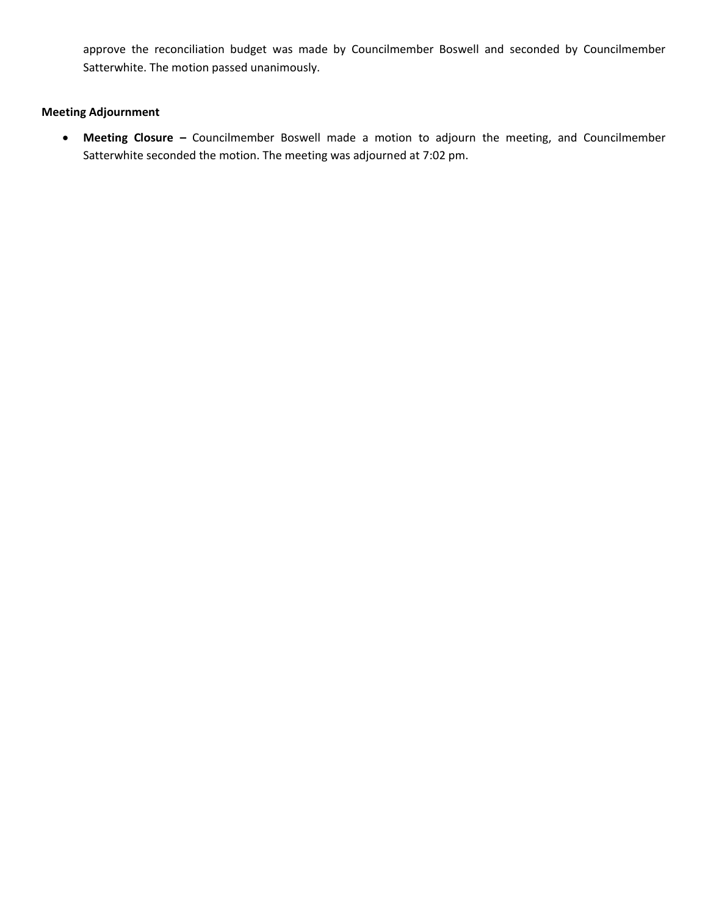approve the reconciliation budget was made by Councilmember Boswell and seconded by Councilmember Satterwhite. The motion passed unanimously.

**Meeting Adjournment**

- **Meeting Closure –** Councilmember Boswell made a motion to adjourn the meeting, and Councilmember Satterwhite seconded the motion. The meeting was adjourned at 7:02 pm.